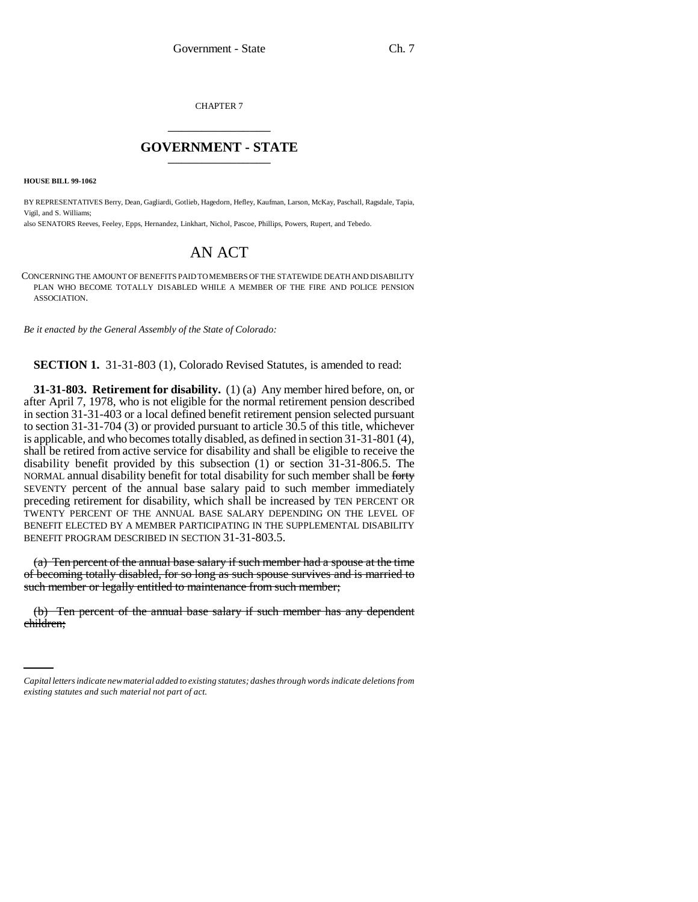CHAPTER 7

## GOVERNMENT - STATE

**HOUSE BILL 99-1062**

BY REPRESENTATIVES Berry, Dean, Gagliardi, Gotlieb, Hagedorn, Hefley, Kaufman, Larson, McKay, Paschall, Ragsdale, Tapia, Vigil, and S. Williams;
also SENATORS Reeves, Feeley, Epps, Hernandez, Linkhart, Nichol, Pascoe, Phillips, Powers, Rupert, and Tebedo.

# AN ACT

CONCERNING THE AMOUNT OF BENEFITS PAID TO MEMBERS OF THE STATEWIDE DEATH AND DISABILITY PLAN WHO BECOME TOTALLY DISABLED WHILE A MEMBER OF THE FIRE AND POLICE PENSION ASSOCIATION.

*Be it enacted by the General Assembly of the State of Colorado:*

**SECTION 1.** 31-31-803 (1), Colorado Revised Statutes, is amended to read:

**31-31-803. Retirement for disability.** (1) (a) Any member hired before, on, or after April 7, 1978, who is not eligible for the normal retirement pension described in section 31-31-403 or a local defined benefit retirement pension selected pursuant to section 31-31-704 (3) or provided pursuant to article 30.5 of this title, whichever is applicable, and who becomes totally disabled, as defined in section 31-31-801 (4), shall be retired from active service for disability and shall be eligible to receive the disability benefit provided by this subsection (1) or section 31-31-806.5. The NORMAL annual disability benefit for total disability for such member shall be ~~forty~~ SEVENTY percent of the annual base salary paid to such member immediately preceding retirement for disability, which shall be increased by TEN PERCENT OR TWENTY PERCENT OF THE ANNUAL BASE SALARY DEPENDING ON THE LEVEL OF BENEFIT ELECTED BY A MEMBER PARTICIPATING IN THE SUPPLEMENTAL DISABILITY BENEFIT PROGRAM DESCRIBED IN SECTION 31-31-803.5.

~~(a) Ten percent of the annual base salary if such member had a spouse at the time of becoming totally disabled, for so long as such spouse survives and is married to such member or legally entitled to maintenance from such member;~~

~~(b) Ten percent of the annual base salary if such member has any dependent children;~~

*Capital letters indicate new material added to existing statutes; dashes through words indicate deletions from existing statutes and such material not part of act.*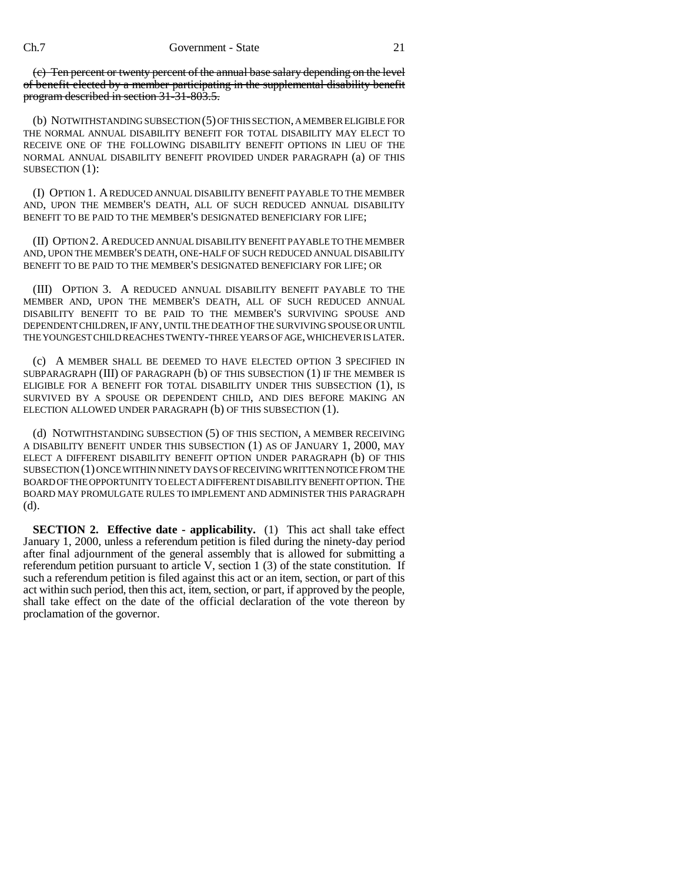~~(c) Ten percent or twenty percent of the annual base salary depending on the level of benefit elected by a member participating in the supplemental disability benefit program described in section 31-31-803.5.~~

(b) NOTWITHSTANDING SUBSECTION (5) OF THIS SECTION, A MEMBER ELIGIBLE FOR THE NORMAL ANNUAL DISABILITY BENEFIT FOR TOTAL DISABILITY MAY ELECT TO RECEIVE ONE OF THE FOLLOWING DISABILITY BENEFIT OPTIONS IN LIEU OF THE NORMAL ANNUAL DISABILITY BENEFIT PROVIDED UNDER PARAGRAPH (a) OF THIS SUBSECTION (1):

(I) OPTION 1. A REDUCED ANNUAL DISABILITY BENEFIT PAYABLE TO THE MEMBER AND, UPON THE MEMBER'S DEATH, ALL OF SUCH REDUCED ANNUAL DISABILITY BENEFIT TO BE PAID TO THE MEMBER'S DESIGNATED BENEFICIARY FOR LIFE;

(II) OPTION 2. A REDUCED ANNUAL DISABILITY BENEFIT PAYABLE TO THE MEMBER AND, UPON THE MEMBER'S DEATH, ONE-HALF OF SUCH REDUCED ANNUAL DISABILITY BENEFIT TO BE PAID TO THE MEMBER'S DESIGNATED BENEFICIARY FOR LIFE; OR

(III) OPTION 3. A REDUCED ANNUAL DISABILITY BENEFIT PAYABLE TO THE MEMBER AND, UPON THE MEMBER'S DEATH, ALL OF SUCH REDUCED ANNUAL DISABILITY BENEFIT TO BE PAID TO THE MEMBER'S SURVIVING SPOUSE AND DEPENDENT CHILDREN, IF ANY, UNTIL THE DEATH OF THE SURVIVING SPOUSE OR UNTIL THE YOUNGEST CHILD REACHES TWENTY-THREE YEARS OF AGE, WHICHEVER IS LATER.

(c) A MEMBER SHALL BE DEEMED TO HAVE ELECTED OPTION 3 SPECIFIED IN SUBPARAGRAPH (III) OF PARAGRAPH (b) OF THIS SUBSECTION (1) IF THE MEMBER IS ELIGIBLE FOR A BENEFIT FOR TOTAL DISABILITY UNDER THIS SUBSECTION (1), IS SURVIVED BY A SPOUSE OR DEPENDENT CHILD, AND DIES BEFORE MAKING AN ELECTION ALLOWED UNDER PARAGRAPH (b) OF THIS SUBSECTION (1).

(d) NOTWITHSTANDING SUBSECTION (5) OF THIS SECTION, A MEMBER RECEIVING A DISABILITY BENEFIT UNDER THIS SUBSECTION (1) AS OF JANUARY 1, 2000, MAY ELECT A DIFFERENT DISABILITY BENEFIT OPTION UNDER PARAGRAPH (b) OF THIS SUBSECTION (1) ONCE WITHIN NINETY DAYS OF RECEIVING WRITTEN NOTICE FROM THE BOARD OF THE OPPORTUNITY TO ELECT A DIFFERENT DISABILITY BENEFIT OPTION. THE BOARD MAY PROMULGATE RULES TO IMPLEMENT AND ADMINISTER THIS PARAGRAPH (d).

**SECTION 2. Effective date - applicability.** (1) This act shall take effect January 1, 2000, unless a referendum petition is filed during the ninety-day period after final adjournment of the general assembly that is allowed for submitting a referendum petition pursuant to article V, section 1 (3) of the state constitution. If such a referendum petition is filed against this act or an item, section, or part of this act within such period, then this act, item, section, or part, if approved by the people, shall take effect on the date of the official declaration of the vote thereon by proclamation of the governor.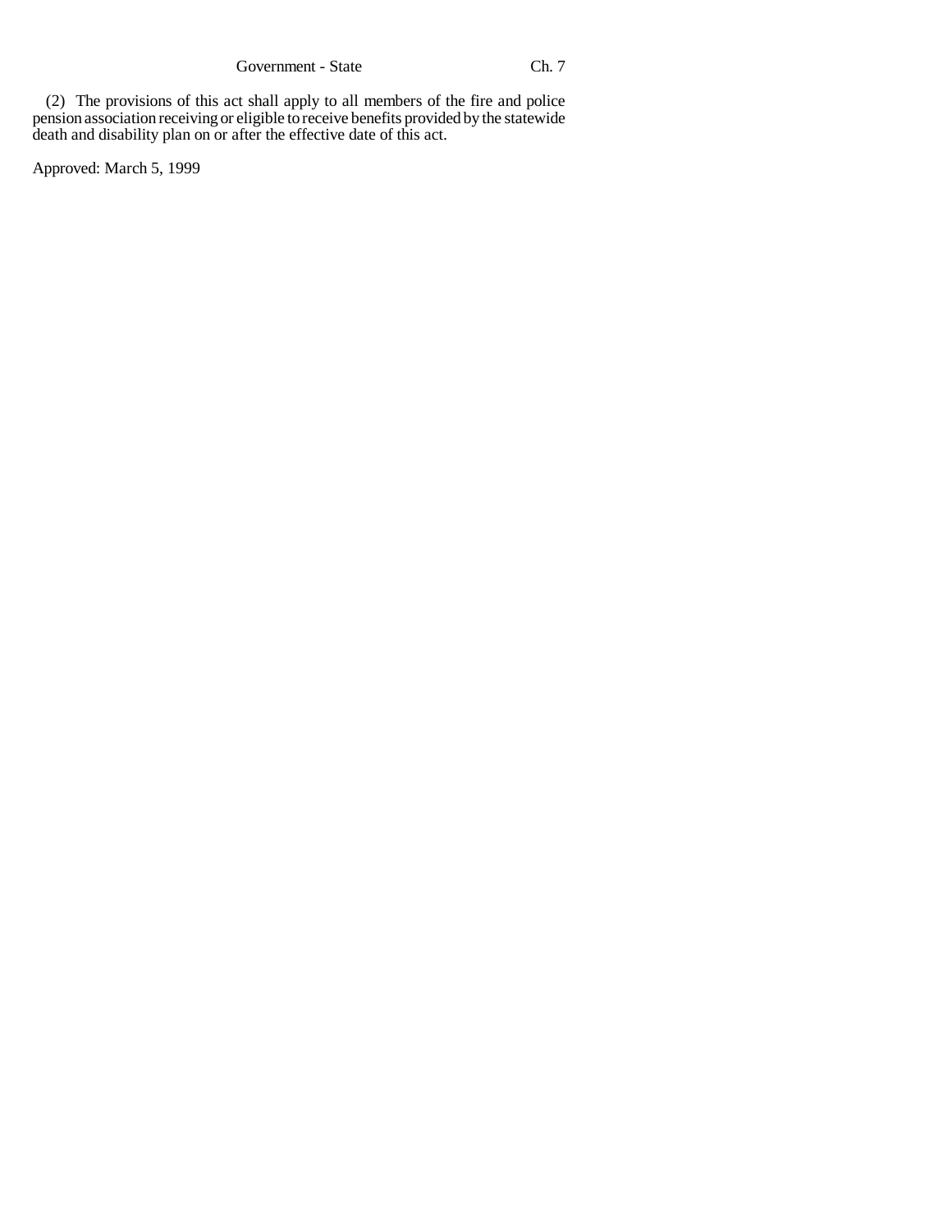(2) The provisions of this act shall apply to all members of the fire and police pension association receiving or eligible to receive benefits provided by the statewide death and disability plan on or after the effective date of this act.

Approved: March 5, 1999